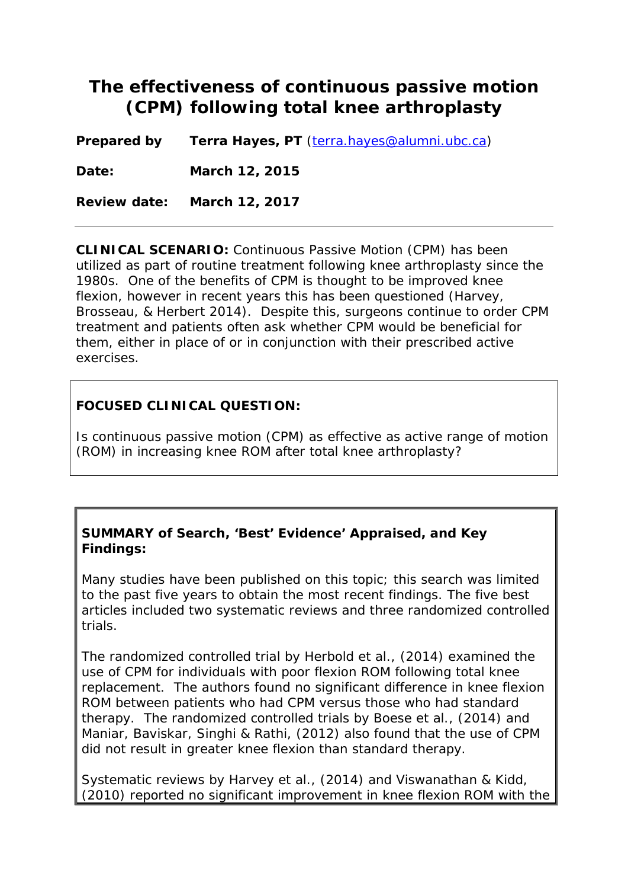# The effectiveness of continuous passive motion (CPM) following total knee arthroplasty

**Prepared by** **Terra Hayes, PT** (terra.hayes@alumni.ubc.ca)

**Date:** **March 12, 2015**

**Review date:** **March 12, 2017**

---

**CLINICAL SCENARIO:** Continuous Passive Motion (CPM) has been utilized as part of routine treatment following knee arthroplasty since the 1980s. One of the benefits of CPM is thought to be improved knee flexion, however in recent years this has been questioned (Harvey, Brosseau, & Herbert 2014). Despite this, surgeons continue to order CPM treatment and patients often ask whether CPM would be beneficial for them, either in place of or in conjunction with their prescribed active exercises.

**FOCUSED CLINICAL QUESTION:**

Is continuous passive motion (CPM) as effective as active range of motion (ROM) in increasing knee ROM after total knee arthroplasty?

**SUMMARY of Search, 'Best' Evidence' Appraised, and Key Findings:**

Many studies have been published on this topic; this search was limited to the past five years to obtain the most recent findings. The five best articles included two systematic reviews and three randomized controlled trials.

The randomized controlled trial by Herbold et al., (2014) examined the use of CPM for individuals with poor flexion ROM following total knee replacement. The authors found no significant difference in knee flexion ROM between patients who had CPM versus those who had standard therapy. The randomized controlled trials by Boese et al., (2014) and Maniar, Baviskar, Singhi & Rathi, (2012) also found that the use of CPM did not result in greater knee flexion than standard therapy.

Systematic reviews by Harvey et al., (2014) and Viswanathan & Kidd, (2010) reported no significant improvement in knee flexion ROM with the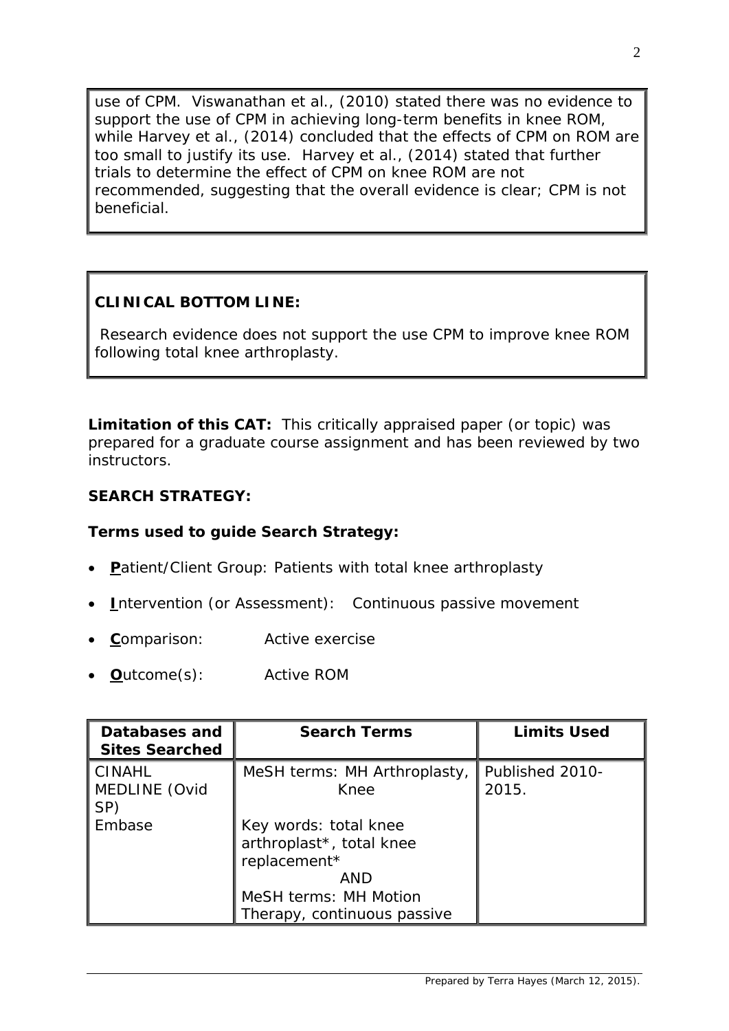use of CPM. Viswanathan et al., (2010) stated there was no evidence to support the use of CPM in achieving long-term benefits in knee ROM, while Harvey et al., (2014) concluded that the effects of CPM on ROM are too small to justify its use. Harvey et al., (2014) stated that further trials to determine the effect of CPM on knee ROM are not recommended, suggesting that the overall evidence is clear; CPM is not beneficial.

**CLINICAL BOTTOM LINE:**

Research evidence does not support the use CPM to improve knee ROM following total knee arthroplasty.

**Limitation of this CAT:** This critically appraised paper (or topic) was prepared for a graduate course assignment and has been reviewed by two instructors.

**SEARCH STRATEGY:**

**Terms used to guide Search Strategy:**

- **P**atient/Client Group: Patients with total knee arthroplasty
- **I**ntervention (or Assessment): Continuous passive movement
- **C**omparison: Active exercise
- **O**utcome(s): Active ROM

| Databases and Sites Searched | Search Terms | Limits Used |
|---|---|---|
| CINAHL<br>MEDLINE (Ovid SP)<br>Embase | MeSH terms: MH Arthroplasty, Knee<br><br>Key words: total knee arthroplast*, total knee replacement*<br>AND<br>MeSH terms: MH Motion Therapy, continuous passive | Published 2010-2015. |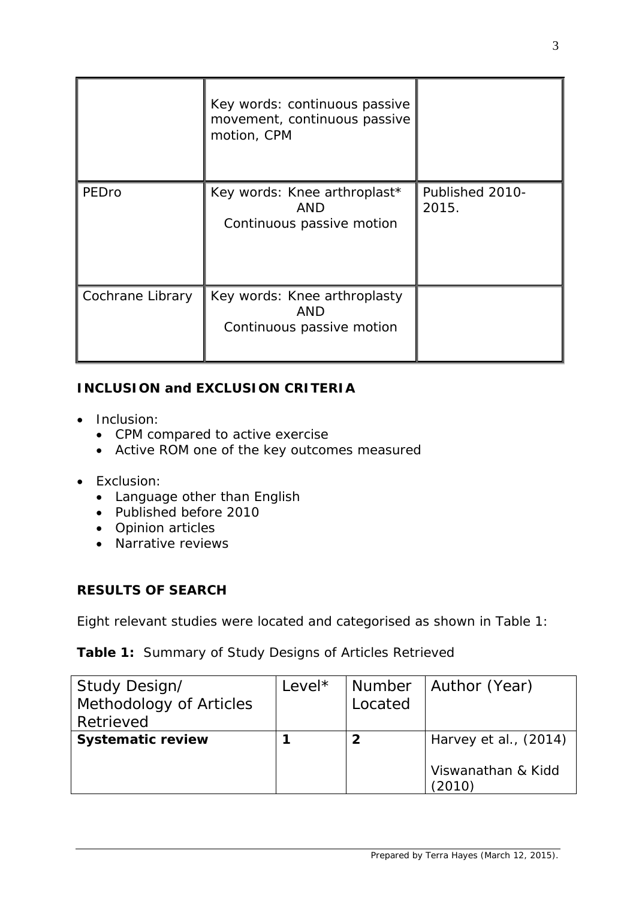| | | |
|---|---|---|
| | Key words: continuous passive movement, continuous passive motion, CPM | |
| PEDro | Key words: Knee arthroplast* AND Continuous passive motion | Published 2010-2015. |
| Cochrane Library | Key words: Knee arthroplasty AND Continuous passive motion | |

**INCLUSION and EXCLUSION CRITERIA**

- Inclusion:
  - CPM compared to active exercise
  - Active ROM one of the key outcomes measured
- Exclusion:
  - Language other than English
  - Published before 2010
  - Opinion articles
  - Narrative reviews

**RESULTS OF SEARCH**

Eight relevant studies were located and categorised as shown in Table 1:

**Table 1:** Summary of Study Designs of Articles Retrieved

| Study Design/ Methodology of Articles Retrieved | Level* | Number Located | Author (Year) |
|---|---|---|---|
| **Systematic review** | **1** | **2** | Harvey et al., (2014)<br><br>Viswanathan & Kidd (2010) |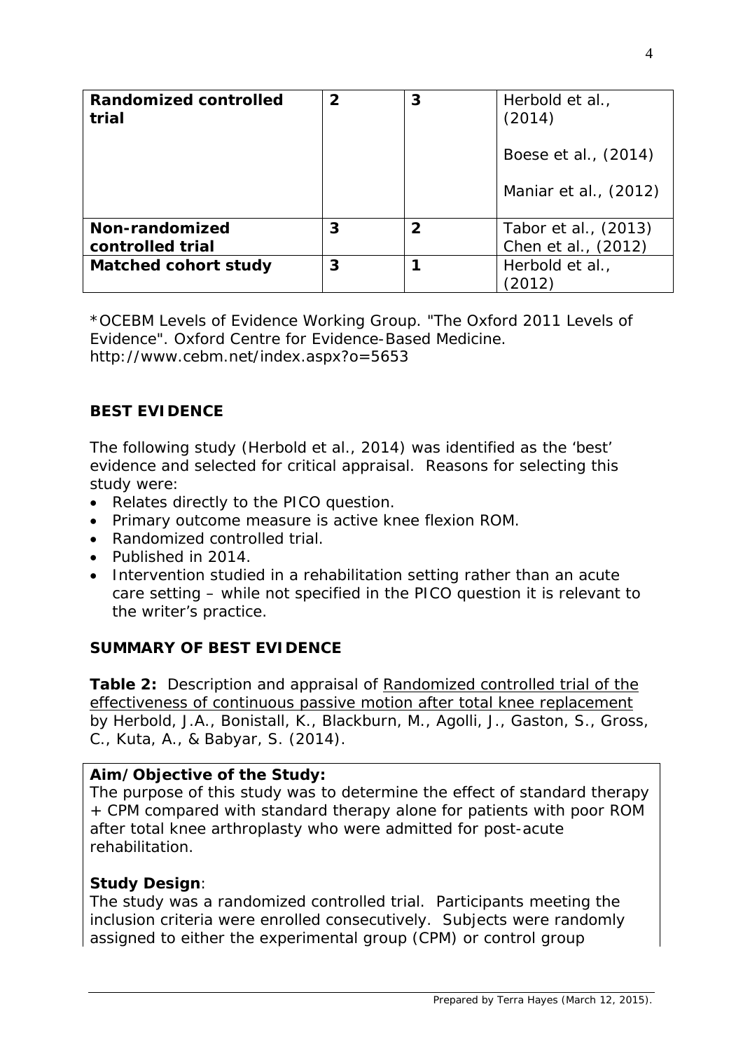| Randomized controlled trial | 2 | 3 | Herbold et al., (2014)<br><br>Boese et al., (2014)<br><br>Maniar et al., (2012) |
|---|---|---|---|
| Non-randomized controlled trial | 3 | 2 | Tabor et al., (2013)<br>Chen et al., (2012) |
| Matched cohort study | 3 | 1 | Herbold et al., (2012) |

*OCEBM Levels of Evidence Working Group. "The Oxford 2011 Levels of Evidence". Oxford Centre for Evidence-Based Medicine. http://www.cebm.net/index.aspx?o=5653

## BEST EVIDENCE

The following study (Herbold et al., 2014) was identified as the 'best' evidence and selected for critical appraisal. Reasons for selecting this study were:

- Relates directly to the PICO question.
- Primary outcome measure is active knee flexion ROM.
- Randomized controlled trial.
- Published in 2014.
- Intervention studied in a rehabilitation setting rather than an acute care setting – while not specified in the PICO question it is relevant to the writer's practice.

## SUMMARY OF BEST EVIDENCE

**Table 2:** Description and appraisal of <u>Randomized controlled trial of the effectiveness of continuous passive motion after total knee replacement</u> by Herbold, J.A., Bonistall, K., Blackburn, M., Agolli, J., Gaston, S., Gross, C., Kuta, A., & Babyar, S. (2014).

**Aim/Objective of the Study:**
The purpose of this study was to determine the effect of standard therapy + CPM compared with standard therapy alone for patients with poor ROM after total knee arthroplasty who were admitted for post-acute rehabilitation.

**Study Design**:
The study was a randomized controlled trial. Participants meeting the inclusion criteria were enrolled consecutively. Subjects were randomly assigned to either the experimental group (CPM) or control group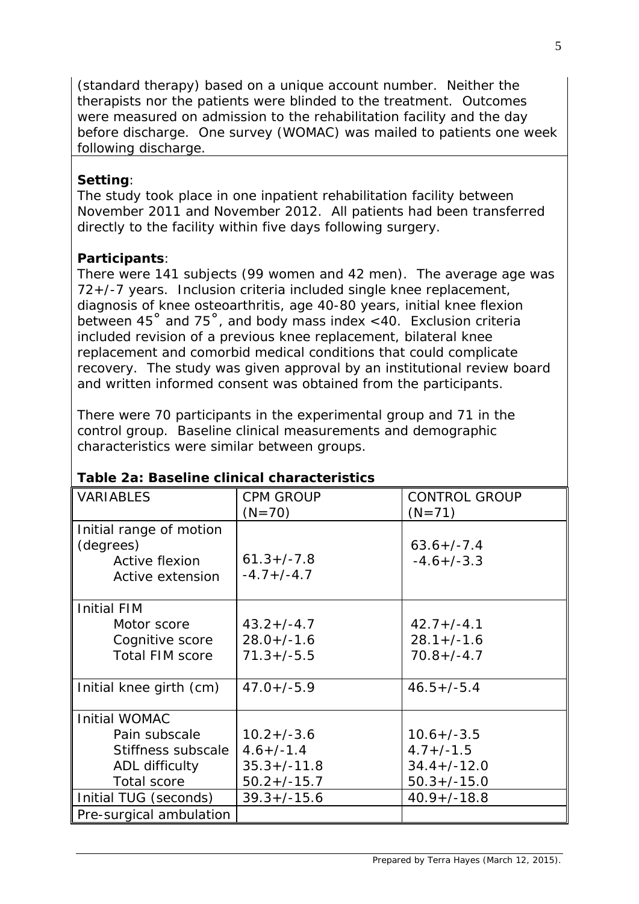(standard therapy) based on a unique account number. Neither the therapists nor the patients were blinded to the treatment. Outcomes were measured on admission to the rehabilitation facility and the day before discharge. One survey (WOMAC) was mailed to patients one week following discharge.

**Setting**:
The study took place in one inpatient rehabilitation facility between November 2011 and November 2012. All patients had been transferred directly to the facility within five days following surgery.

**Participants**:
There were 141 subjects (99 women and 42 men). The average age was 72+/-7 years. Inclusion criteria included single knee replacement, diagnosis of knee osteoarthritis, age 40-80 years, initial knee flexion between 45˚ and 75˚, and body mass index <40. Exclusion criteria included revision of a previous knee replacement, bilateral knee replacement and comorbid medical conditions that could complicate recovery. The study was given approval by an institutional review board and written informed consent was obtained from the participants.

There were 70 participants in the experimental group and 71 in the control group. Baseline clinical measurements and demographic characteristics were similar between groups.

**Table 2a: Baseline clinical characteristics**

| VARIABLES | CPM GROUP (N=70) | CONTROL GROUP (N=71) |
|---|---|---|
| Initial range of motion (degrees) | | |
| Active flexion | 61.3+/-7.8 | 63.6+/-7.4 |
| Active extension | -4.7+/-4.7 | -4.6+/-3.3 |
| Initial FIM | | |
| Motor score | 43.2+/-4.7 | 42.7+/-4.1 |
| Cognitive score | 28.0+/-1.6 | 28.1+/-1.6 |
| Total FIM score | 71.3+/-5.5 | 70.8+/-4.7 |
| Initial knee girth (cm) | 47.0+/-5.9 | 46.5+/-5.4 |
| Initial WOMAC | | |
| Pain subscale | 10.2+/-3.6 | 10.6+/-3.5 |
| Stiffness subscale | 4.6+/-1.4 | 4.7+/-1.5 |
| ADL difficulty | 35.3+/-11.8 | 34.4+/-12.0 |
| Total score | 50.2+/-15.7 | 50.3+/-15.0 |
| Initial TUG (seconds) | 39.3+/-15.6 | 40.9+/-18.8 |
| Pre-surgical ambulation | | |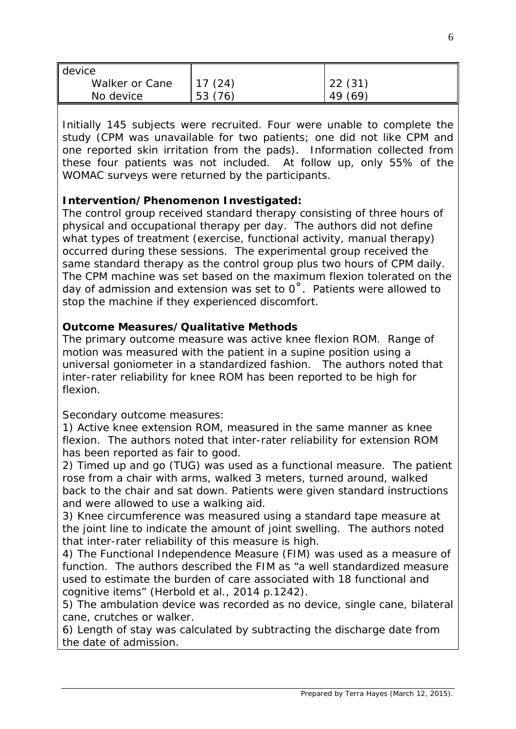| device | | |
|---|---|---|
| Walker or Cane | 17 (24) | 22 (31) |
| No device | 53 (76) | 49 (69) |

Initially 145 subjects were recruited. Four were unable to complete the study (CPM was unavailable for two patients; one did not like CPM and one reported skin irritation from the pads). Information collected from these four patients was not included. At follow up, only 55% of the WOMAC surveys were returned by the participants.

**Intervention/Phenomenon Investigated:**
The control group received standard therapy consisting of three hours of physical and occupational therapy per day. The authors did not define what types of treatment (exercise, functional activity, manual therapy) occurred during these sessions. The experimental group received the same standard therapy as the control group plus two hours of CPM daily. The CPM machine was set based on the maximum flexion tolerated on the day of admission and extension was set to 0˚. Patients were allowed to stop the machine if they experienced discomfort.

**Outcome Measures/Qualitative Methods**
The primary outcome measure was active knee flexion ROM. Range of motion was measured with the patient in a supine position using a universal goniometer in a standardized fashion. The authors noted that inter-rater reliability for knee ROM has been reported to be high for flexion.

Secondary outcome measures:
1) Active knee extension ROM, measured in the same manner as knee flexion. The authors noted that inter-rater reliability for extension ROM has been reported as fair to good.
2) Timed up and go (TUG) was used as a functional measure. The patient rose from a chair with arms, walked 3 meters, turned around, walked back to the chair and sat down. Patients were given standard instructions and were allowed to use a walking aid.
3) Knee circumference was measured using a standard tape measure at the joint line to indicate the amount of joint swelling. The authors noted that inter-rater reliability of this measure is high.
4) The Functional Independence Measure (FIM) was used as a measure of function. The authors described the FIM as "a well standardized measure used to estimate the burden of care associated with 18 functional and cognitive items" (Herbold et al., 2014 p.1242).
5) The ambulation device was recorded as no device, single cane, bilateral cane, crutches or walker.
6) Length of stay was calculated by subtracting the discharge date from the date of admission.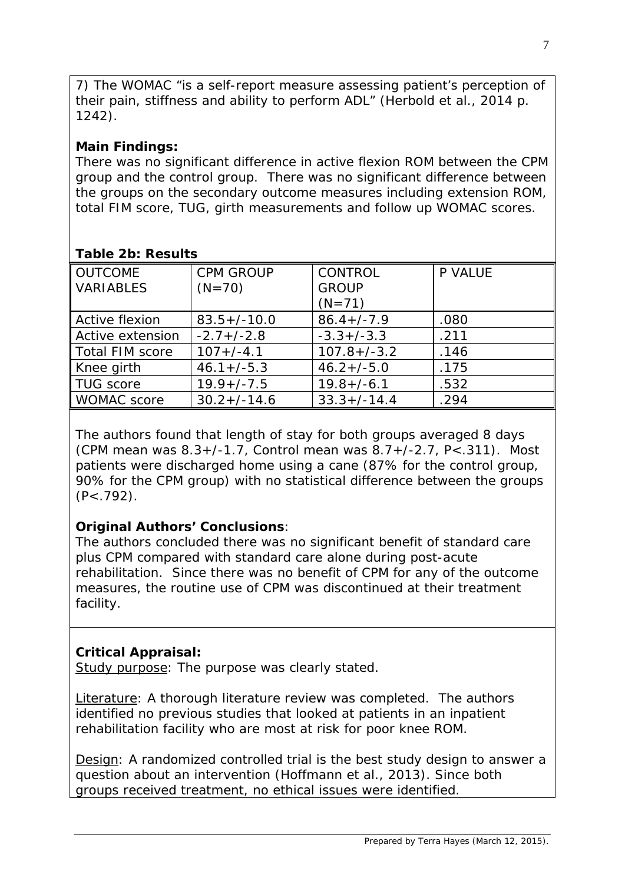7) The WOMAC "is a self-report measure assessing patient's perception of their pain, stiffness and ability to perform ADL" (Herbold et al., 2014 p. 1242).

**Main Findings:**
There was no significant difference in active flexion ROM between the CPM group and the control group. There was no significant difference between the groups on the secondary outcome measures including extension ROM, total FIM score, TUG, girth measurements and follow up WOMAC scores.

**Table 2b: Results**

| OUTCOME VARIABLES | CPM GROUP (N=70) | CONTROL GROUP (N=71) | P VALUE |
|---|---|---|---|
| Active flexion | 83.5+/-10.0 | 86.4+/-7.9 | .080 |
| Active extension | -2.7+/-2.8 | -3.3+/-3.3 | .211 |
| Total FIM score | 107+/-4.1 | 107.8+/-3.2 | .146 |
| Knee girth | 46.1+/-5.3 | 46.2+/-5.0 | .175 |
| TUG score | 19.9+/-7.5 | 19.8+/-6.1 | .532 |
| WOMAC score | 30.2+/-14.6 | 33.3+/-14.4 | .294 |

The authors found that length of stay for both groups averaged 8 days (CPM mean was 8.3+/-1.7, Control mean was 8.7+/-2.7, P<.311). Most patients were discharged home using a cane (87% for the control group, 90% for the CPM group) with no statistical difference between the groups (P<.792).

**Original Authors' Conclusions**:
The authors concluded there was no significant benefit of standard care plus CPM compared with standard care alone during post-acute rehabilitation. Since there was no benefit of CPM for any of the outcome measures, the routine use of CPM was discontinued at their treatment facility.

**Critical Appraisal:**
Study purpose: The purpose was clearly stated.

Literature: A thorough literature review was completed. The authors identified no previous studies that looked at patients in an inpatient rehabilitation facility who are most at risk for poor knee ROM.

Design: A randomized controlled trial is the best study design to answer a question about an intervention (Hoffmann et al., 2013). Since both groups received treatment, no ethical issues were identified.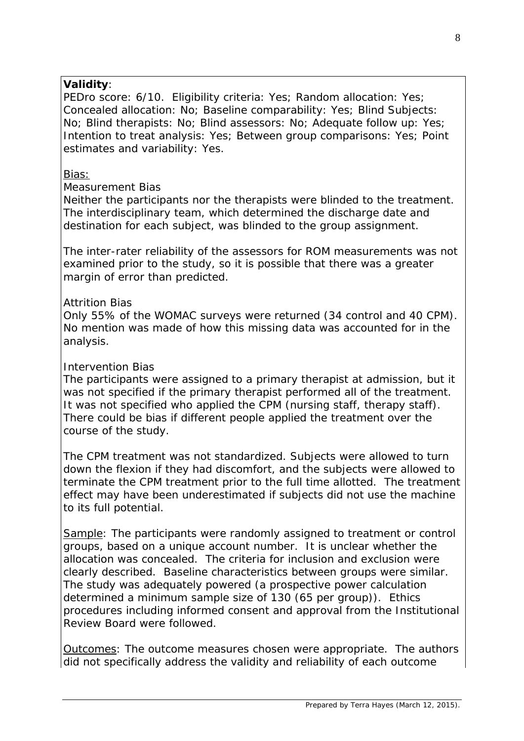**Validity**:
PEDro score: 6/10. Eligibility criteria: Yes; Random allocation: Yes; Concealed allocation: No; Baseline comparability: Yes; Blind Subjects: No; Blind therapists: No; Blind assessors: No; Adequate follow up: Yes; Intention to treat analysis: Yes; Between group comparisons: Yes; Point estimates and variability: Yes.

Bias:

Measurement Bias

Neither the participants nor the therapists were blinded to the treatment. The interdisciplinary team, which determined the discharge date and destination for each subject, was blinded to the group assignment.

The inter-rater reliability of the assessors for ROM measurements was not examined prior to the study, so it is possible that there was a greater margin of error than predicted.

Attrition Bias

Only 55% of the WOMAC surveys were returned (34 control and 40 CPM). No mention was made of how this missing data was accounted for in the analysis.

Intervention Bias

The participants were assigned to a primary therapist at admission, but it was not specified if the primary therapist performed all of the treatment. It was not specified who applied the CPM (nursing staff, therapy staff). There could be bias if different people applied the treatment over the course of the study.

The CPM treatment was not standardized. Subjects were allowed to turn down the flexion if they had discomfort, and the subjects were allowed to terminate the CPM treatment prior to the full time allotted. The treatment effect may have been underestimated if subjects did not use the machine to its full potential.

Sample: The participants were randomly assigned to treatment or control groups, based on a unique account number. It is unclear whether the allocation was concealed. The criteria for inclusion and exclusion were clearly described. Baseline characteristics between groups were similar. The study was adequately powered (a prospective power calculation determined a minimum sample size of 130 (65 per group)). Ethics procedures including informed consent and approval from the Institutional Review Board were followed.

Outcomes: The outcome measures chosen were appropriate. The authors did not specifically address the validity and reliability of each outcome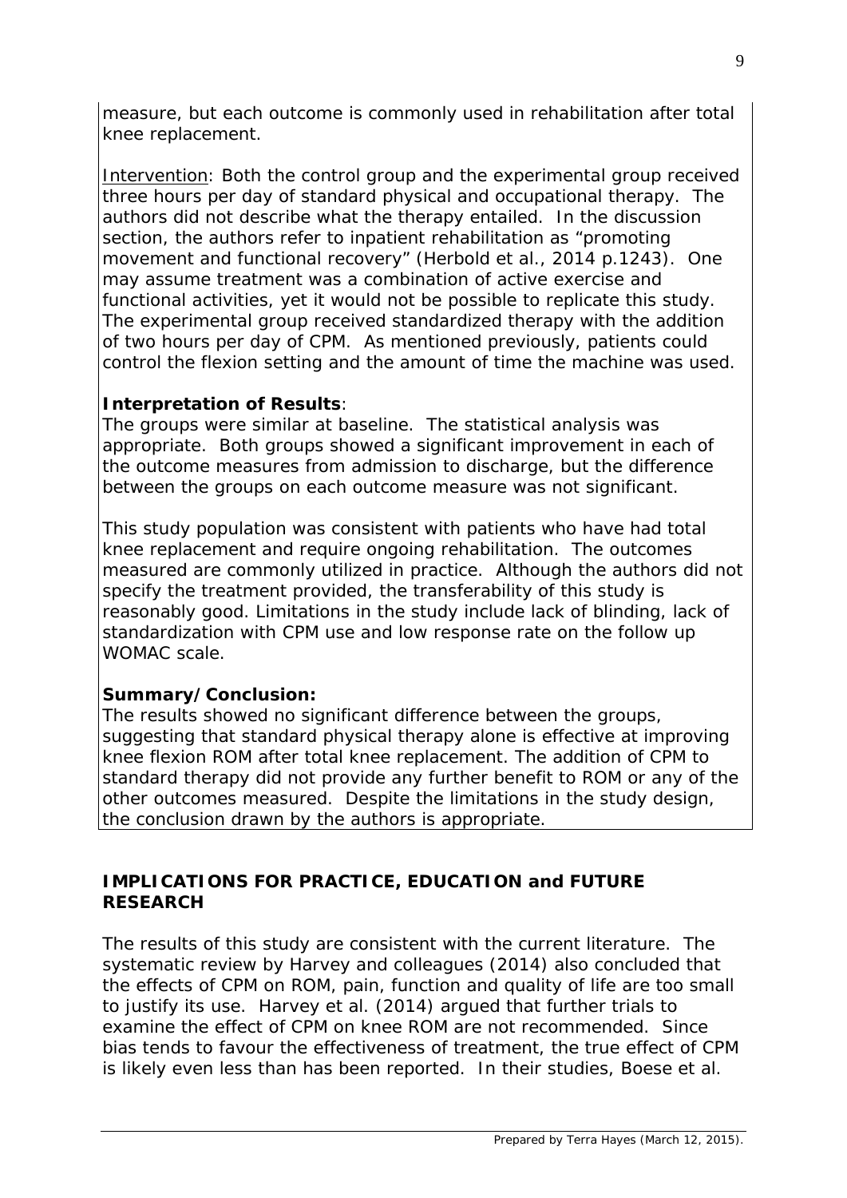measure, but each outcome is commonly used in rehabilitation after total knee replacement.

Intervention: Both the control group and the experimental group received three hours per day of standard physical and occupational therapy. The authors did not describe what the therapy entailed. In the discussion section, the authors refer to inpatient rehabilitation as "promoting movement and functional recovery" (Herbold et al., 2014 p.1243). One may assume treatment was a combination of active exercise and functional activities, yet it would not be possible to replicate this study. The experimental group received standardized therapy with the addition of two hours per day of CPM. As mentioned previously, patients could control the flexion setting and the amount of time the machine was used.

**Interpretation of Results**:

The groups were similar at baseline. The statistical analysis was appropriate. Both groups showed a significant improvement in each of the outcome measures from admission to discharge, but the difference between the groups on each outcome measure was not significant.

This study population was consistent with patients who have had total knee replacement and require ongoing rehabilitation. The outcomes measured are commonly utilized in practice. Although the authors did not specify the treatment provided, the transferability of this study is reasonably good. Limitations in the study include lack of blinding, lack of standardization with CPM use and low response rate on the follow up WOMAC scale.

**Summary/Conclusion:**

The results showed no significant difference between the groups, suggesting that standard physical therapy alone is effective at improving knee flexion ROM after total knee replacement. The addition of CPM to standard therapy did not provide any further benefit to ROM or any of the other outcomes measured. Despite the limitations in the study design, the conclusion drawn by the authors is appropriate.

## IMPLICATIONS FOR PRACTICE, EDUCATION and FUTURE RESEARCH

The results of this study are consistent with the current literature. The systematic review by Harvey and colleagues (2014) also concluded that the effects of CPM on ROM, pain, function and quality of life are too small to justify its use. Harvey et al. (2014) argued that further trials to examine the effect of CPM on knee ROM are not recommended. Since bias tends to favour the effectiveness of treatment, the true effect of CPM is likely even less than has been reported. In their studies, Boese et al.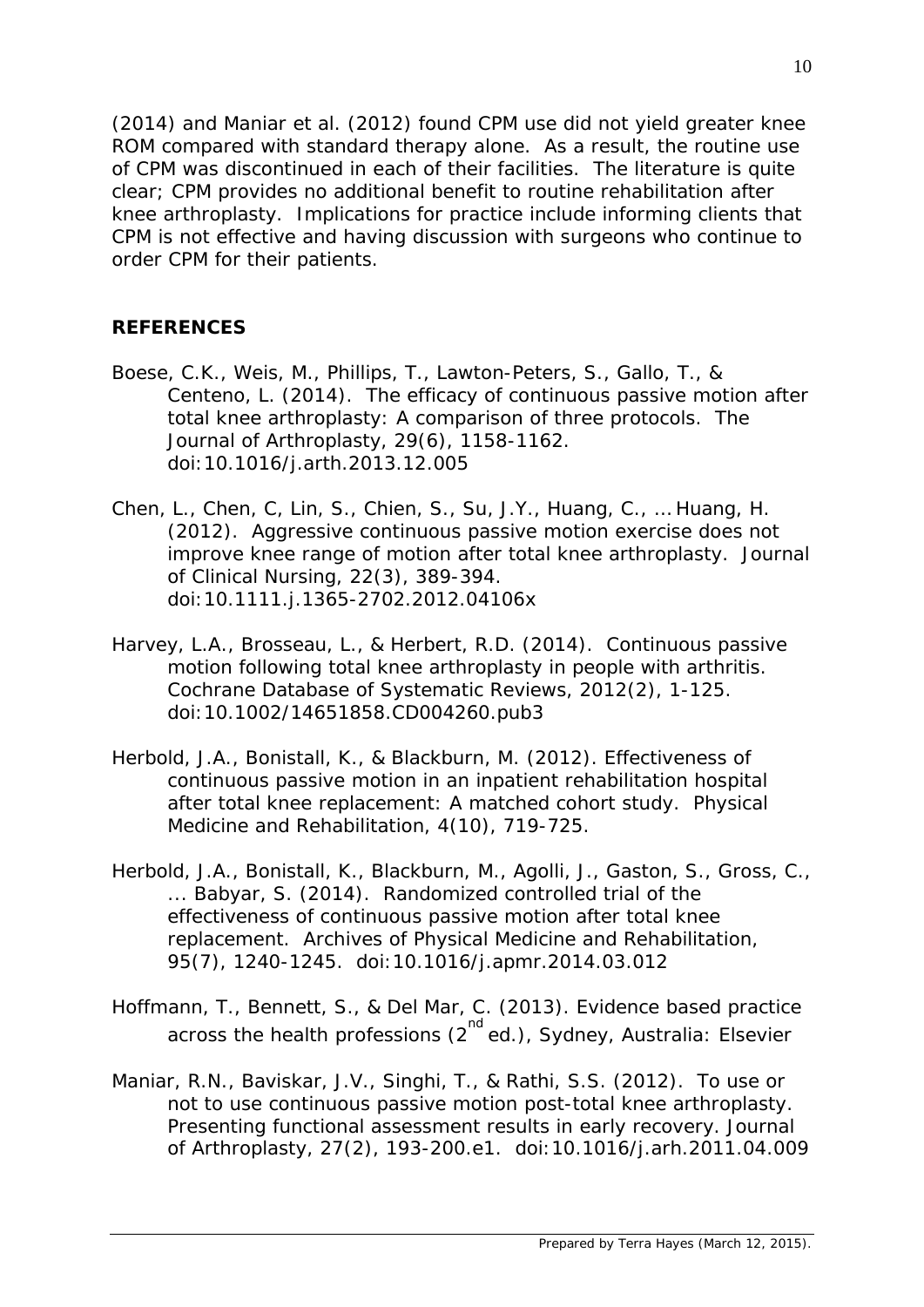(2014) and Maniar et al. (2012) found CPM use did not yield greater knee ROM compared with standard therapy alone. As a result, the routine use of CPM was discontinued in each of their facilities. The literature is quite clear; CPM provides no additional benefit to routine rehabilitation after knee arthroplasty. Implications for practice include informing clients that CPM is not effective and having discussion with surgeons who continue to order CPM for their patients.

## REFERENCES

Boese, C.K., Weis, M., Phillips, T., Lawton-Peters, S., Gallo, T., & Centeno, L. (2014). The efficacy of continuous passive motion after total knee arthroplasty: A comparison of three protocols. *The Journal of Arthroplasty, 29*(6), 1158-1162. doi:10.1016/j.arth.2013.12.005

Chen, L., Chen, C, Lin, S., Chien, S., Su, J.Y., Huang, C., … Huang, H. (2012). Aggressive continuous passive motion exercise does not improve knee range of motion after total knee arthroplasty. *Journal of Clinical Nursing, 22*(3), 389-394. doi:10.1111.j.1365-2702.2012.04106x

Harvey, L.A., Brosseau, L., & Herbert, R.D. (2014). Continuous passive motion following total knee arthroplasty in people with arthritis. *Cochrane Database of Systematic Reviews, 2012*(2), 1-125. doi:10.1002/14651858.CD004260.pub3

Herbold, J.A., Bonistall, K., & Blackburn, M. (2012). Effectiveness of continuous passive motion in an inpatient rehabilitation hospital after total knee replacement: A matched cohort study. *Physical Medicine and Rehabilitation, 4*(10), 719-725.

Herbold, J.A., Bonistall, K., Blackburn, M., Agolli, J., Gaston, S., Gross, C., … Babyar, S. (2014). Randomized controlled trial of the effectiveness of continuous passive motion after total knee replacement. *Archives of Physical Medicine and Rehabilitation, 95*(7), 1240-1245. doi:10.1016/j.apmr.2014.03.012

Hoffmann, T., Bennett, S., & Del Mar, C. (2013). *Evidence based practice across the health professions* (2nd ed.), Sydney, Australia: Elsevier

Maniar, R.N., Baviskar, J.V., Singhi, T., & Rathi, S.S. (2012). To use or not to use continuous passive motion post-total knee arthroplasty. Presenting functional assessment results in early recovery. *Journal of Arthroplasty, 27*(2), 193-200.e1. doi:10.1016/j.arh.2011.04.009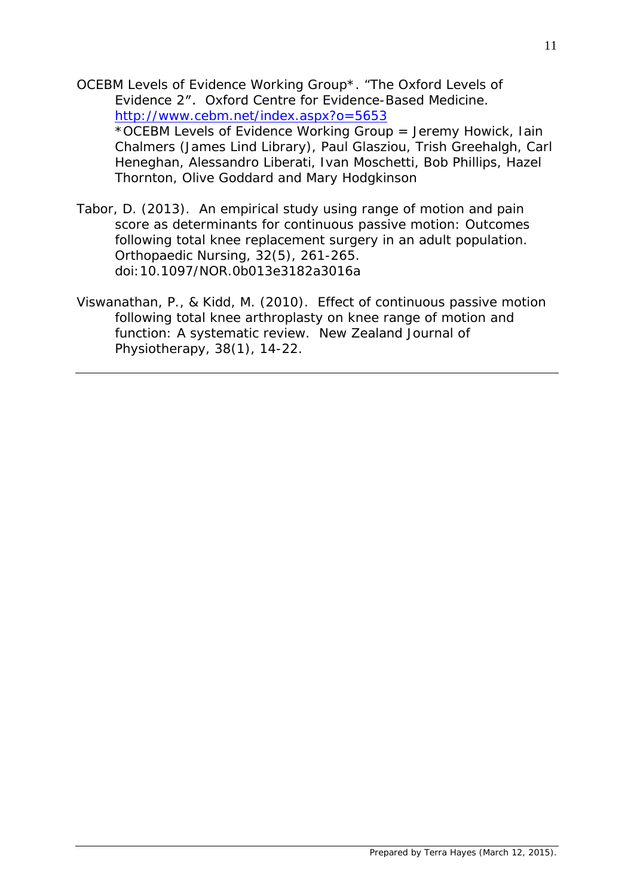OCEBM Levels of Evidence Working Group*. "The Oxford Levels of Evidence 2". Oxford Centre for Evidence-Based Medicine. http://www.cebm.net/index.aspx?o=5653
*OCEBM Levels of Evidence Working Group = Jeremy Howick, Iain Chalmers (James Lind Library), Paul Glasziou, Trish Greehalgh, Carl Heneghan, Alessandro Liberati, Ivan Moschetti, Bob Phillips, Hazel Thornton, Olive Goddard and Mary Hodgkinson

Tabor, D. (2013). An empirical study using range of motion and pain score as determinants for continuous passive motion: Outcomes following total knee replacement surgery in an adult population. *Orthopaedic Nursing, 32*(5), 261-265. doi:10.1097/NOR.0b013e3182a3016a

Viswanathan, P., & Kidd, M. (2010). Effect of continuous passive motion following total knee arthroplasty on knee range of motion and function: A systematic review. *New Zealand Journal of Physiotherapy, 38*(1), 14-22.

---

Prepared by Terra Hayes (March 12, 2015).